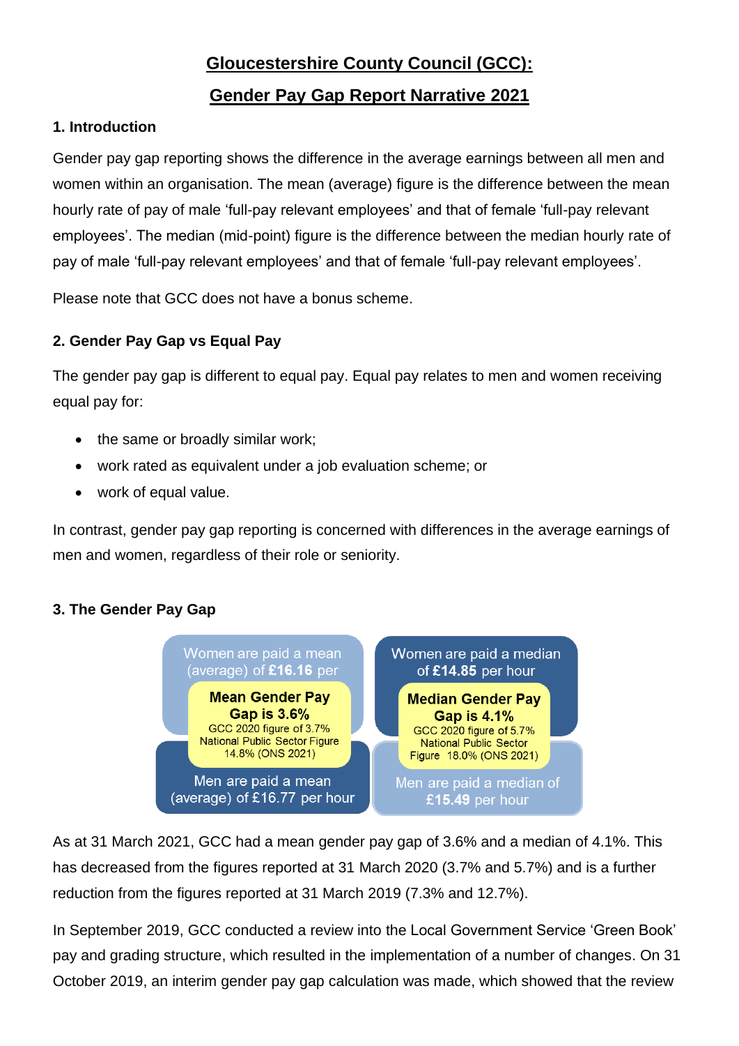# Gloucestershire County Council (GCC):

# Gender Pay Gap Report Narrative 2021

## 1. Introduction

Gender pay gap reporting shows the difference in the average earnings between all men and women within an organisation. The mean (average) figure is the difference between the mean hourly rate of pay of male 'full-pay relevant employees' and that of female 'full-pay relevant employees'. The median (mid-point) figure is the difference between the median hourly rate of pay of male 'full-pay relevant employees' and that of female 'full-pay relevant employees'.

Please note that GCC does not have a bonus scheme.

## 2. Gender Pay Gap vs Equal Pay

The gender pay gap is different to equal pay. Equal pay relates to men and women receiving equal pay for:

- the same or broadly similar work;
- work rated as equivalent under a job evaluation scheme; or
- work of equal value.

In contrast, gender pay gap reporting is concerned with differences in the average earnings of men and women, regardless of their role or seniority.

## 3. The Gender Pay Gap

Women are paid a mean (average) of **£16.16** per

**Mean Gender Pay Gap is 3.6%**
GCC 2020 figure of 3.7%
National Public Sector Figure 14.8% (ONS 2021)

Men are paid a mean (average) of £16.77 per hour

Women are paid a median of **£14.85** per hour

**Median Gender Pay Gap is 4.1%**
GCC 2020 figure of 5.7%
National Public Sector Figure 18.0% (ONS 2021)

Men are paid a median of **£15.49** per hour

As at 31 March 2021, GCC had a mean gender pay gap of 3.6% and a median of 4.1%. This has decreased from the figures reported at 31 March 2020 (3.7% and 5.7%) and is a further reduction from the figures reported at 31 March 2019 (7.3% and 12.7%).

In September 2019, GCC conducted a review into the Local Government Service 'Green Book' pay and grading structure, which resulted in the implementation of a number of changes. On 31 October 2019, an interim gender pay gap calculation was made, which showed that the review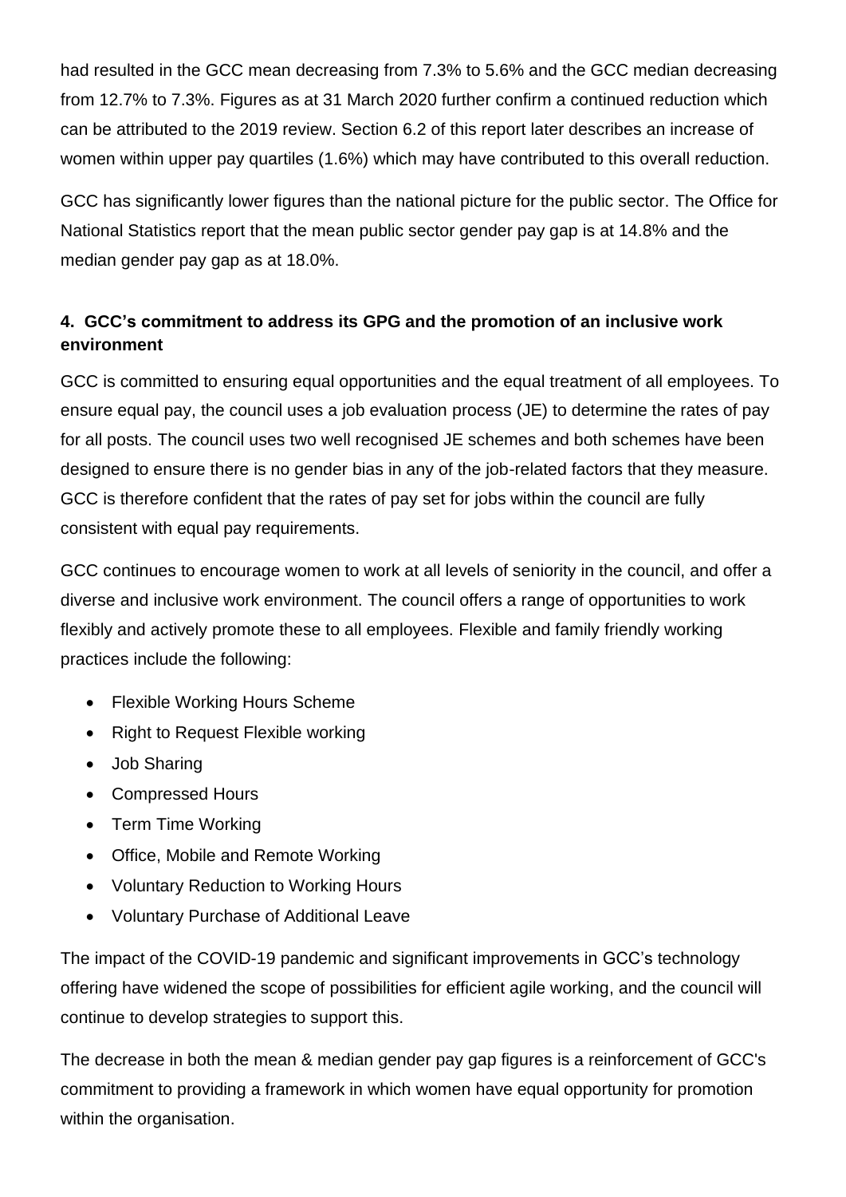had resulted in the GCC mean decreasing from 7.3% to 5.6% and the GCC median decreasing from 12.7% to 7.3%. Figures as at 31 March 2020 further confirm a continued reduction which can be attributed to the 2019 review. Section 6.2 of this report later describes an increase of women within upper pay quartiles (1.6%) which may have contributed to this overall reduction.

GCC has significantly lower figures than the national picture for the public sector. The Office for National Statistics report that the mean public sector gender pay gap is at 14.8% and the median gender pay gap as at 18.0%.

## 4. GCC's commitment to address its GPG and the promotion of an inclusive work environment

GCC is committed to ensuring equal opportunities and the equal treatment of all employees. To ensure equal pay, the council uses a job evaluation process (JE) to determine the rates of pay for all posts. The council uses two well recognised JE schemes and both schemes have been designed to ensure there is no gender bias in any of the job-related factors that they measure. GCC is therefore confident that the rates of pay set for jobs within the council are fully consistent with equal pay requirements.

GCC continues to encourage women to work at all levels of seniority in the council, and offer a diverse and inclusive work environment. The council offers a range of opportunities to work flexibly and actively promote these to all employees. Flexible and family friendly working practices include the following:

- Flexible Working Hours Scheme
- Right to Request Flexible working
- Job Sharing
- Compressed Hours
- Term Time Working
- Office, Mobile and Remote Working
- Voluntary Reduction to Working Hours
- Voluntary Purchase of Additional Leave

The impact of the COVID-19 pandemic and significant improvements in GCC's technology offering have widened the scope of possibilities for efficient agile working, and the council will continue to develop strategies to support this.

The decrease in both the mean & median gender pay gap figures is a reinforcement of GCC's commitment to providing a framework in which women have equal opportunity for promotion within the organisation.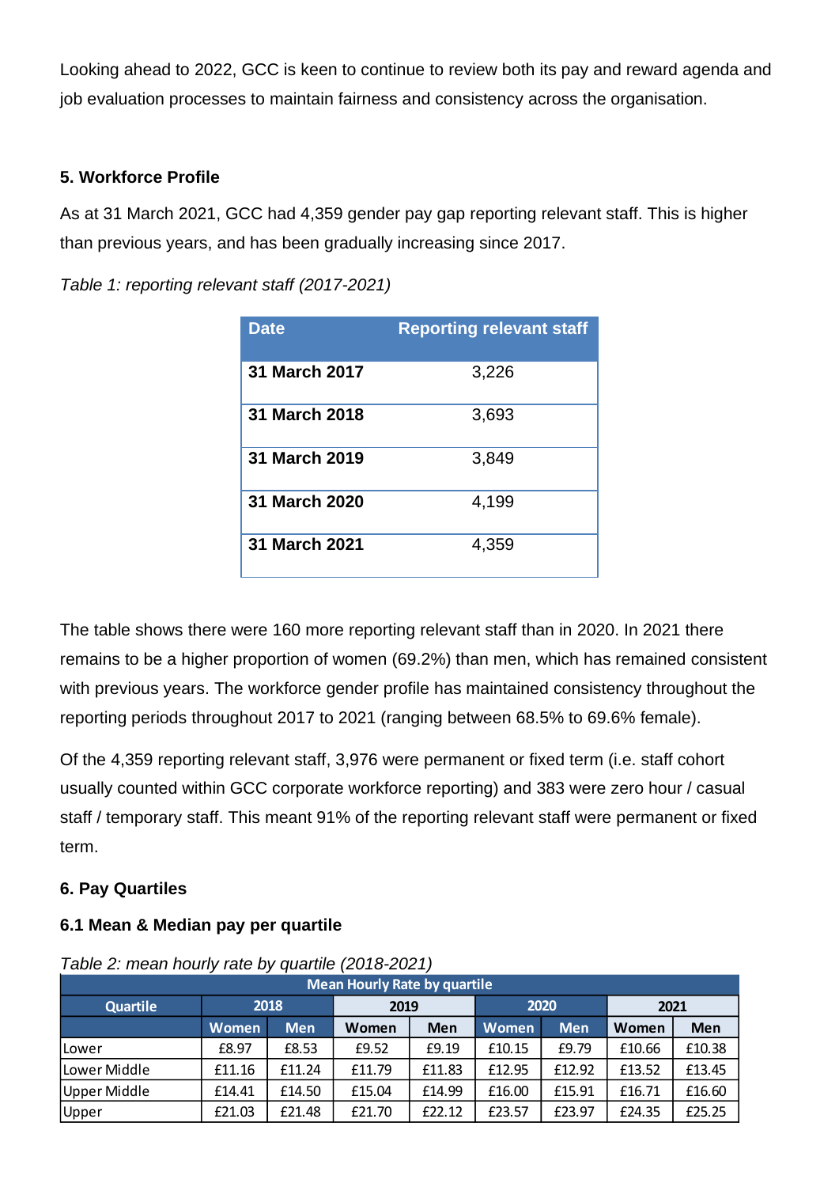Looking ahead to 2022, GCC is keen to continue to review both its pay and reward agenda and job evaluation processes to maintain fairness and consistency across the organisation.

## 5. Workforce Profile

As at 31 March 2021, GCC had 4,359 gender pay gap reporting relevant staff. This is higher than previous years, and has been gradually increasing since 2017.

*Table 1: reporting relevant staff (2017-2021)*

| Date | Reporting relevant staff |
|---|---|
| **31 March 2017** | 3,226 |
| **31 March 2018** | 3,693 |
| **31 March 2019** | 3,849 |
| **31 March 2020** | 4,199 |
| **31 March 2021** | 4,359 |

The table shows there were 160 more reporting relevant staff than in 2020. In 2021 there remains to be a higher proportion of women (69.2%) than men, which has remained consistent with previous years. The workforce gender profile has maintained consistency throughout the reporting periods throughout 2017 to 2021 (ranging between 68.5% to 69.6% female).

Of the 4,359 reporting relevant staff, 3,976 were permanent or fixed term (i.e. staff cohort usually counted within GCC corporate workforce reporting) and 383 were zero hour / casual staff / temporary staff. This meant 91% of the reporting relevant staff were permanent or fixed term.

## 6. Pay Quartiles

### 6.1 Mean & Median pay per quartile

*Table 2: mean hourly rate by quartile (2018-2021)*

| Mean Hourly Rate by quartile | | | | | | | | |
|---|---|---|---|---|---|---|---|---|
| Quartile | 2018 | | 2019 | | 2020 | | 2021 | |
| | Women | Men | Women | Men | Women | Men | Women | Men |
| Lower | £8.97 | £8.53 | £9.52 | £9.19 | £10.15 | £9.79 | £10.66 | £10.38 |
| Lower Middle | £11.16 | £11.24 | £11.79 | £11.83 | £12.95 | £12.92 | £13.52 | £13.45 |
| Upper Middle | £14.41 | £14.50 | £15.04 | £14.99 | £16.00 | £15.91 | £16.71 | £16.60 |
| Upper | £21.03 | £21.48 | £21.70 | £22.12 | £23.57 | £23.97 | £24.35 | £25.25 |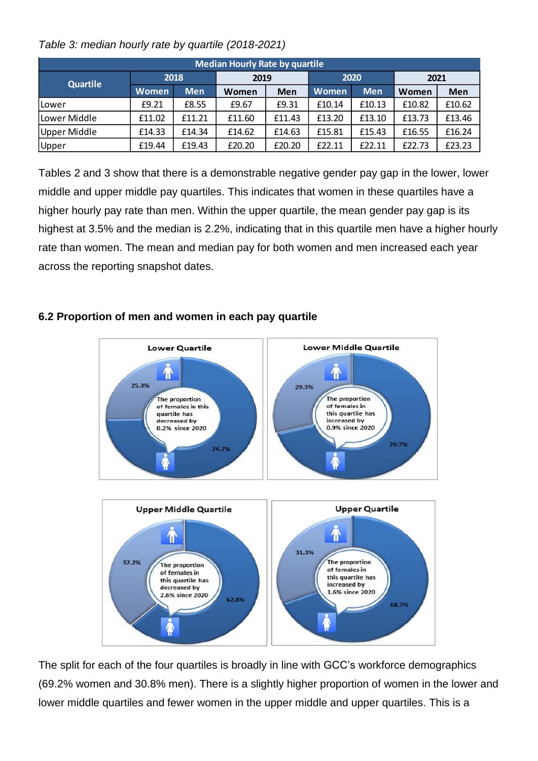*Table 3: median hourly rate by quartile (2018-2021)*

| Median Hourly Rate by quartile | | | | | | | | |
|---|---|---|---|---|---|---|---|---|
| Quartile | 2018 | | 2019 | | 2020 | | 2021 | |
| | Women | Men | Women | Men | Women | Men | Women | Men |
| Lower | £9.21 | £8.55 | £9.67 | £9.31 | £10.14 | £10.13 | £10.82 | £10.62 |
| Lower Middle | £11.02 | £11.21 | £11.60 | £11.43 | £13.20 | £13.10 | £13.73 | £13.46 |
| Upper Middle | £14.33 | £14.34 | £14.62 | £14.63 | £15.81 | £15.43 | £16.55 | £16.24 |
| Upper | £19.44 | £19.43 | £20.20 | £20.20 | £22.11 | £22.11 | £22.73 | £23.23 |

Tables 2 and 3 show that there is a demonstrable negative gender pay gap in the lower, lower middle and upper middle pay quartiles. This indicates that women in these quartiles have a higher hourly pay rate than men. Within the upper quartile, the mean gender pay gap is its highest at 3.5% and the median is 2.2%, indicating that in this quartile men have a higher hourly rate than women. The mean and median pay for both women and men increased each year across the reporting snapshot dates.

### 6.2 Proportion of men and women in each pay quartile

**Lower Quartile**

25.3% / 74.7%

The proportion of females in this quartile has decreased by 0.2% since 2020

**Lower Middle Quartile**

29.3% / 70.7%

The proportion of females in this quartile has increased by 0.9% since 2020

**Upper Middle Quartile**

37.2% / 62.8%

The proportion of females in this quartile has decreased by 2.6% since 2020

**Upper Quartile**

31.3% / 68.7%

The proportion of females in this quartile has increased by 1.6% since 2020

The split for each of the four quartiles is broadly in line with GCC's workforce demographics (69.2% women and 30.8% men). There is a slightly higher proportion of women in the lower and lower middle quartiles and fewer women in the upper middle and upper quartiles. This is a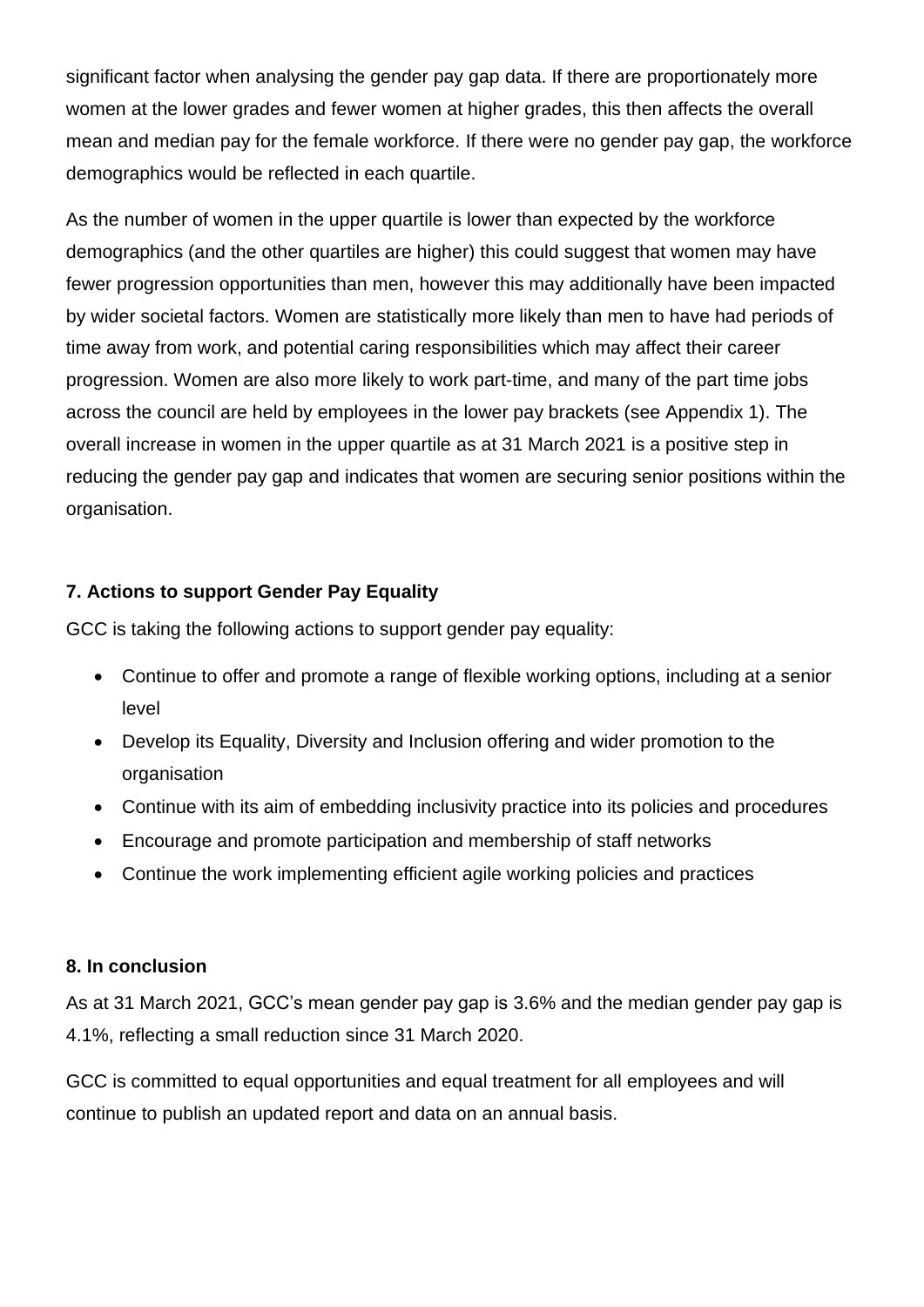significant factor when analysing the gender pay gap data. If there are proportionately more women at the lower grades and fewer women at higher grades, this then affects the overall mean and median pay for the female workforce. If there were no gender pay gap, the workforce demographics would be reflected in each quartile.

As the number of women in the upper quartile is lower than expected by the workforce demographics (and the other quartiles are higher) this could suggest that women may have fewer progression opportunities than men, however this may additionally have been impacted by wider societal factors. Women are statistically more likely than men to have had periods of time away from work, and potential caring responsibilities which may affect their career progression. Women are also more likely to work part-time, and many of the part time jobs across the council are held by employees in the lower pay brackets (see Appendix 1). The overall increase in women in the upper quartile as at 31 March 2021 is a positive step in reducing the gender pay gap and indicates that women are securing senior positions within the organisation.

### 7. Actions to support Gender Pay Equality

GCC is taking the following actions to support gender pay equality:

- Continue to offer and promote a range of flexible working options, including at a senior level
- Develop its Equality, Diversity and Inclusion offering and wider promotion to the organisation
- Continue with its aim of embedding inclusivity practice into its policies and procedures
- Encourage and promote participation and membership of staff networks
- Continue the work implementing efficient agile working policies and practices

### 8. In conclusion

As at 31 March 2021, GCC's mean gender pay gap is 3.6% and the median gender pay gap is 4.1%, reflecting a small reduction since 31 March 2020.

GCC is committed to equal opportunities and equal treatment for all employees and will continue to publish an updated report and data on an annual basis.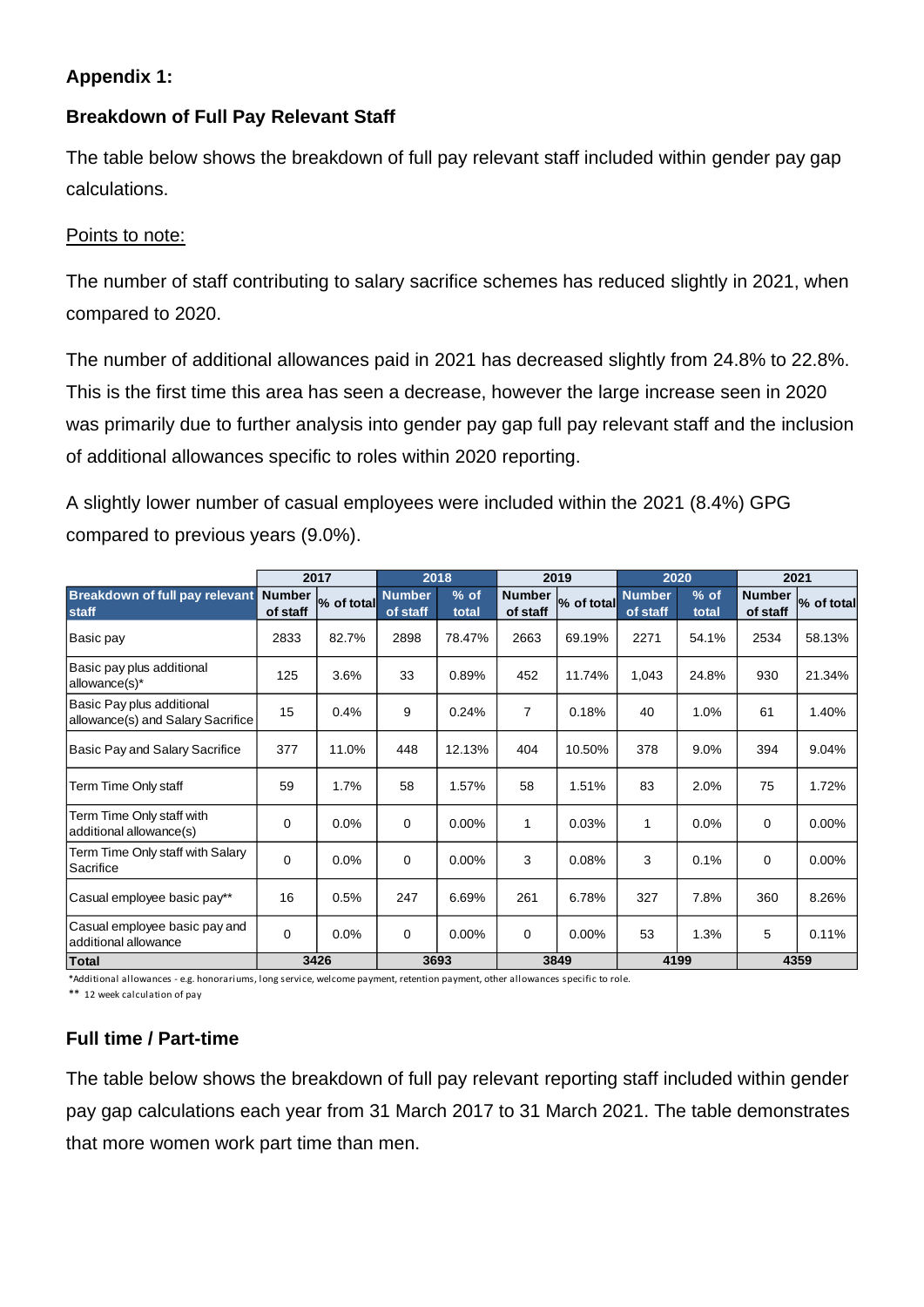**Appendix 1:**

**Breakdown of Full Pay Relevant Staff**

The table below shows the breakdown of full pay relevant staff included within gender pay gap calculations.

Points to note:

The number of staff contributing to salary sacrifice schemes has reduced slightly in 2021, when compared to 2020.

The number of additional allowances paid in 2021 has decreased slightly from 24.8% to 22.8%. This is the first time this area has seen a decrease, however the large increase seen in 2020 was primarily due to further analysis into gender pay gap full pay relevant staff and the inclusion of additional allowances specific to roles within 2020 reporting.

A slightly lower number of casual employees were included within the 2021 (8.4%) GPG compared to previous years (9.0%).

| | 2017 | | 2018 | | 2019 | | 2020 | | 2021 | |
|---|---|---|---|---|---|---|---|---|---|---|
| **Breakdown of full pay relevant staff** | **Number of staff** | **% of total** | **Number of staff** | **% of total** | **Number of staff** | **% of total** | **Number of staff** | **% of total** | **Number of staff** | **% of total** |
| Basic pay | 2833 | 82.7% | 2898 | 78.47% | 2663 | 69.19% | 2271 | 54.1% | 2534 | 58.13% |
| Basic pay plus additional allowance(s)* | 125 | 3.6% | 33 | 0.89% | 452 | 11.74% | 1,043 | 24.8% | 930 | 21.34% |
| Basic Pay plus additional allowance(s) and Salary Sacrifice | 15 | 0.4% | 9 | 0.24% | 7 | 0.18% | 40 | 1.0% | 61 | 1.40% |
| Basic Pay and Salary Sacrifice | 377 | 11.0% | 448 | 12.13% | 404 | 10.50% | 378 | 9.0% | 394 | 9.04% |
| Term Time Only staff | 59 | 1.7% | 58 | 1.57% | 58 | 1.51% | 83 | 2.0% | 75 | 1.72% |
| Term Time Only staff with additional allowance(s) | 0 | 0.0% | 0 | 0.00% | 1 | 0.03% | 1 | 0.0% | 0 | 0.00% |
| Term Time Only staff with Salary Sacrifice | 0 | 0.0% | 0 | 0.00% | 3 | 0.08% | 3 | 0.1% | 0 | 0.00% |
| Casual employee basic pay** | 16 | 0.5% | 247 | 6.69% | 261 | 6.78% | 327 | 7.8% | 360 | 8.26% |
| Casual employee basic pay and additional allowance | 0 | 0.0% | 0 | 0.00% | 0 | 0.00% | 53 | 1.3% | 5 | 0.11% |
| **Total** | **3426** | | **3693** | | **3849** | | **4199** | | **4359** | |

*Additional allowances - e.g. honorariums, long service, welcome payment, retention payment, other allowances specific to role.

** 12 week calculation of pay

**Full time / Part-time**

The table below shows the breakdown of full pay relevant reporting staff included within gender pay gap calculations each year from 31 March 2017 to 31 March 2021. The table demonstrates that more women work part time than men.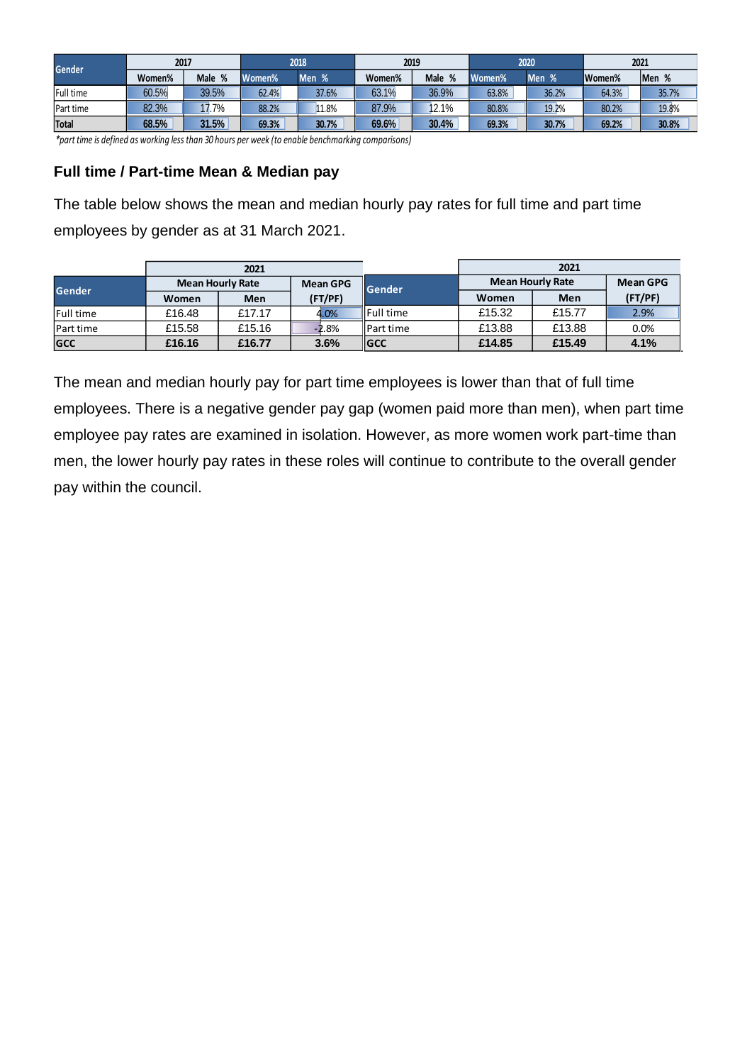| Gender | 2017 | | 2018 | | 2019 | | 2020 | | 2021 | |
|---|---|---|---|---|---|---|---|---|---|---|
| | Women% | Male % | Women% | Men % | Women% | Male % | Women% | Men % | Women% | Men % |
| Full time | 60.5% | 39.5% | 62.4% | 37.6% | 63.1% | 36.9% | 63.8% | 36.2% | 64.3% | 35.7% |
| Part time | 82.3% | 17.7% | 88.2% | 11.8% | 87.9% | 12.1% | 80.8% | 19.2% | 80.2% | 19.8% |
| **Total** | **68.5%** | **31.5%** | **69.3%** | **30.7%** | **69.6%** | **30.4%** | **69.3%** | **30.7%** | **69.2%** | **30.8%** |

*part time is defined as working less than 30 hours per week (to enable benchmarking comparisons)*

### Full time / Part-time Mean & Median pay

The table below shows the mean and median hourly pay rates for full time and part time employees by gender as at 31 March 2021.

| Gender | 2021 Mean Hourly Rate | | Mean GPG |
|---|---|---|---|
| | Women | Men | (FT/PF) |
| Full time | £16.48 | £17.17 | 4.0% |
| Part time | £15.58 | £15.16 | -2.8% |
| **GCC** | **£16.16** | **£16.77** | **3.6%** |

| Gender | 2021 Mean Hourly Rate | | Mean GPG |
|---|---|---|---|
| | Women | Men | (FT/PF) |
| Full time | £15.32 | £15.77 | 2.9% |
| Part time | £13.88 | £13.88 | 0.0% |
| **GCC** | **£14.85** | **£15.49** | **4.1%** |

The mean and median hourly pay for part time employees is lower than that of full time employees. There is a negative gender pay gap (women paid more than men), when part time employee pay rates are examined in isolation. However, as more women work part-time than men, the lower hourly pay rates in these roles will continue to contribute to the overall gender pay within the council.